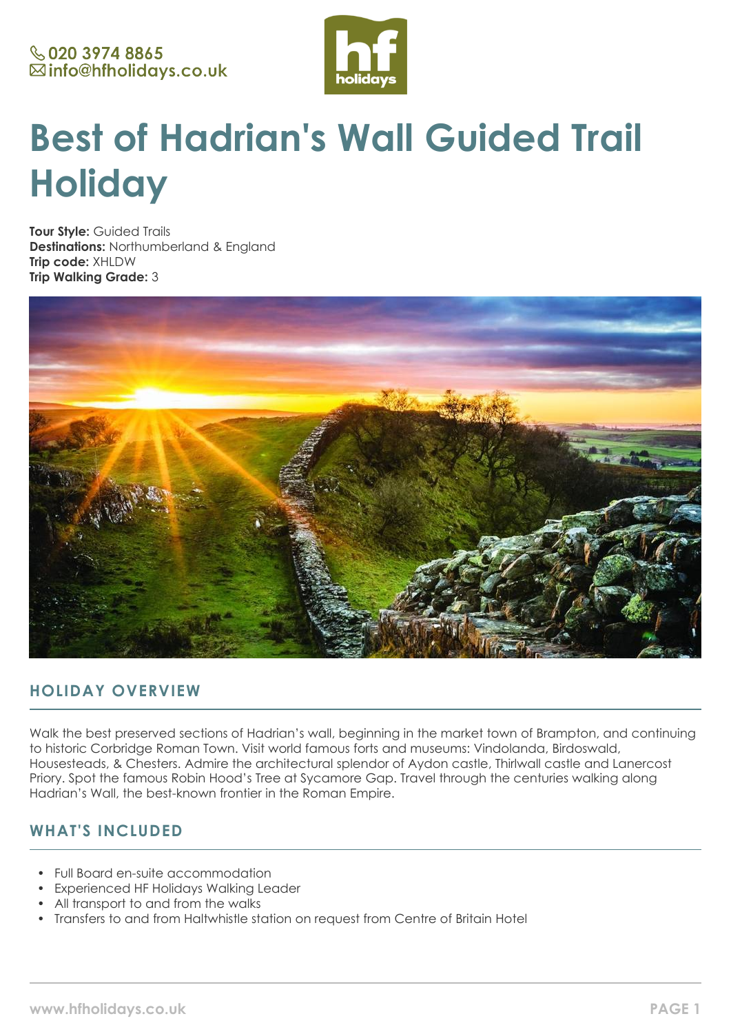020 3974 8865
info@hfholidays.co.uk

# Best of Hadrian's Wall Guided Trail Holiday

**Tour Style:** Guided Trails
**Destinations:** Northumberland & England
**Trip code:** XHLDW
**Trip Walking Grade:** 3

## HOLIDAY OVERVIEW

Walk the best preserved sections of Hadrian's wall, beginning in the market town of Brampton, and continuing to historic Corbridge Roman Town. Visit world famous forts and museums: Vindolanda, Birdoswald, Housesteads, & Chesters. Admire the architectural splendor of Aydon castle, Thirlwall castle and Lanercost Priory. Spot the famous Robin Hood's Tree at Sycamore Gap. Travel through the centuries walking along Hadrian's Wall, the best-known frontier in the Roman Empire.

## WHAT'S INCLUDED

- Full Board en-suite accommodation
- Experienced HF Holidays Walking Leader
- All transport to and from the walks
- Transfers to and from Haltwhistle station on request from Centre of Britain Hotel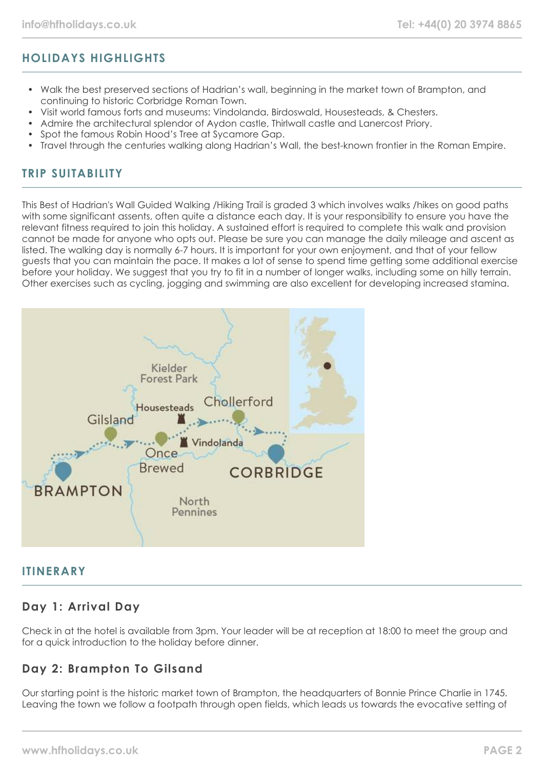## HOLIDAYS HIGHLIGHTS

- Walk the best preserved sections of Hadrian's wall, beginning in the market town of Brampton, and continuing to historic Corbridge Roman Town.
- Visit world famous forts and museums: Vindolanda, Birdoswald, Housesteads, & Chesters.
- Admire the architectural splendor of Aydon castle, Thirlwall castle and Lanercost Priory.
- Spot the famous Robin Hood's Tree at Sycamore Gap.
- Travel through the centuries walking along Hadrian's Wall, the best-known frontier in the Roman Empire.

## TRIP SUITABILITY

This Best of Hadrian's Wall Guided Walking /Hiking Trail is graded 3 which involves walks /hikes on good paths with some significant assents, often quite a distance each day. It is your responsibility to ensure you have the relevant fitness required to join this holiday. A sustained effort is required to complete this walk and provision cannot be made for anyone who opts out. Please be sure you can manage the daily mileage and ascent as listed. The walking day is normally 6-7 hours. It is important for your own enjoyment, and that of your fellow guests that you can maintain the pace. It makes a lot of sense to spend time getting some additional exercise before your holiday. We suggest that you try to fit in a number of longer walks, including some on hilly terrain. Other exercises such as cycling, jogging and swimming are also excellent for developing increased stamina.

## ITINERARY

### Day 1: Arrival Day

Check in at the hotel is available from 3pm. Your leader will be at reception at 18:00 to meet the group and for a quick introduction to the holiday before dinner.

### Day 2: Brampton To Gilsand

Our starting point is the historic market town of Brampton, the headquarters of Bonnie Prince Charlie in 1745. Leaving the town we follow a footpath through open fields, which leads us towards the evocative setting of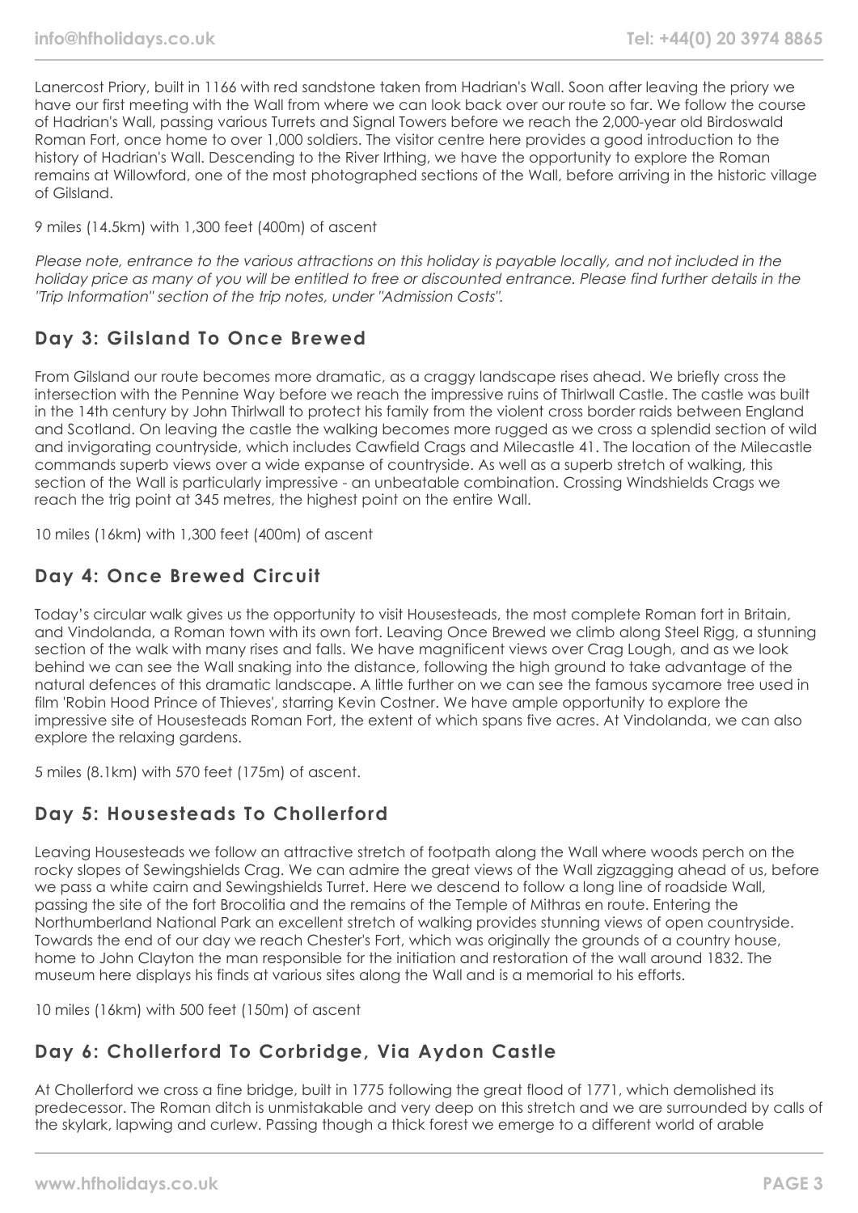Lanercost Priory, built in 1166 with red sandstone taken from Hadrian's Wall. Soon after leaving the priory we have our first meeting with the Wall from where we can look back over our route so far. We follow the course of Hadrian's Wall, passing various Turrets and Signal Towers before we reach the 2,000-year old Birdoswald Roman Fort, once home to over 1,000 soldiers. The visitor centre here provides a good introduction to the history of Hadrian's Wall. Descending to the River Irthing, we have the opportunity to explore the Roman remains at Willowford, one of the most photographed sections of the Wall, before arriving in the historic village of Gilsland.

9 miles (14.5km) with 1,300 feet (400m) of ascent

*Please note, entrance to the various attractions on this holiday is payable locally, and not included in the holiday price as many of you will be entitled to free or discounted entrance. Please find further details in the "Trip Information" section of the trip notes, under "Admission Costs".*

## Day 3: Gilsland To Once Brewed

From Gilsland our route becomes more dramatic, as a craggy landscape rises ahead. We briefly cross the intersection with the Pennine Way before we reach the impressive ruins of Thirlwall Castle. The castle was built in the 14th century by John Thirlwall to protect his family from the violent cross border raids between England and Scotland. On leaving the castle the walking becomes more rugged as we cross a splendid section of wild and invigorating countryside, which includes Cawfield Crags and Milecastle 41. The location of the Milecastle commands superb views over a wide expanse of countryside. As well as a superb stretch of walking, this section of the Wall is particularly impressive - an unbeatable combination. Crossing Windshields Crags we reach the trig point at 345 metres, the highest point on the entire Wall.

10 miles (16km) with 1,300 feet (400m) of ascent

## Day 4: Once Brewed Circuit

Today's circular walk gives us the opportunity to visit Housesteads, the most complete Roman fort in Britain, and Vindolanda, a Roman town with its own fort. Leaving Once Brewed we climb along Steel Rigg, a stunning section of the walk with many rises and falls. We have magnificent views over Crag Lough, and as we look behind we can see the Wall snaking into the distance, following the high ground to take advantage of the natural defences of this dramatic landscape. A little further on we can see the famous sycamore tree used in film 'Robin Hood Prince of Thieves', starring Kevin Costner. We have ample opportunity to explore the impressive site of Housesteads Roman Fort, the extent of which spans five acres. At Vindolanda, we can also explore the relaxing gardens.

5 miles (8.1km) with 570 feet (175m) of ascent.

## Day 5: Housesteads To Chollerford

Leaving Housesteads we follow an attractive stretch of footpath along the Wall where woods perch on the rocky slopes of Sewingshields Crag. We can admire the great views of the Wall zigzagging ahead of us, before we pass a white cairn and Sewingshields Turret. Here we descend to follow a long line of roadside Wall, passing the site of the fort Brocolitia and the remains of the Temple of Mithras en route. Entering the Northumberland National Park an excellent stretch of walking provides stunning views of open countryside. Towards the end of our day we reach Chester's Fort, which was originally the grounds of a country house, home to John Clayton the man responsible for the initiation and restoration of the wall around 1832. The museum here displays his finds at various sites along the Wall and is a memorial to his efforts.

10 miles (16km) with 500 feet (150m) of ascent

## Day 6: Chollerford To Corbridge, Via Aydon Castle

At Chollerford we cross a fine bridge, built in 1775 following the great flood of 1771, which demolished its predecessor. The Roman ditch is unmistakable and very deep on this stretch and we are surrounded by calls of the skylark, lapwing and curlew. Passing though a thick forest we emerge to a different world of arable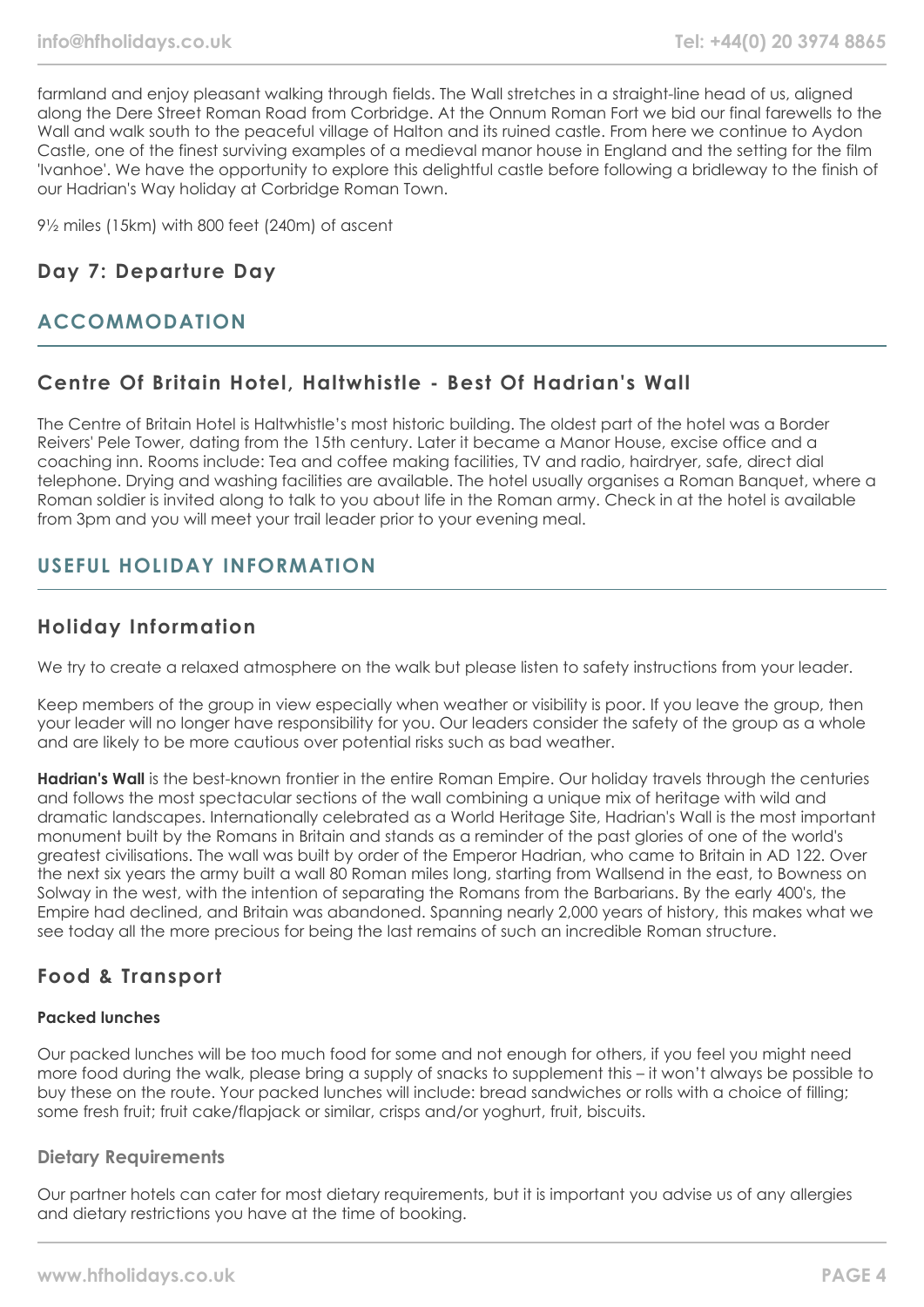farmland and enjoy pleasant walking through fields. The Wall stretches in a straight-line head of us, aligned along the Dere Street Roman Road from Corbridge. At the Onnum Roman Fort we bid our final farewells to the Wall and walk south to the peaceful village of Halton and its ruined castle. From here we continue to Aydon Castle, one of the finest surviving examples of a medieval manor house in England and the setting for the film 'Ivanhoe'. We have the opportunity to explore this delightful castle before following a bridleway to the finish of our Hadrian's Way holiday at Corbridge Roman Town.

9½ miles (15km) with 800 feet (240m) of ascent

### Day 7: Departure Day

## ACCOMMODATION

### Centre Of Britain Hotel, Haltwhistle - Best Of Hadrian's Wall

The Centre of Britain Hotel is Haltwhistle's most historic building. The oldest part of the hotel was a Border Reivers' Pele Tower, dating from the 15th century. Later it became a Manor House, excise office and a coaching inn. Rooms include: Tea and coffee making facilities, TV and radio, hairdryer, safe, direct dial telephone. Drying and washing facilities are available. The hotel usually organises a Roman Banquet, where a Roman soldier is invited along to talk to you about life in the Roman army. Check in at the hotel is available from 3pm and you will meet your trail leader prior to your evening meal.

## USEFUL HOLIDAY INFORMATION

### Holiday Information

We try to create a relaxed atmosphere on the walk but please listen to safety instructions from your leader.

Keep members of the group in view especially when weather or visibility is poor. If you leave the group, then your leader will no longer have responsibility for you. Our leaders consider the safety of the group as a whole and are likely to be more cautious over potential risks such as bad weather.

**Hadrian's Wall** is the best-known frontier in the entire Roman Empire. Our holiday travels through the centuries and follows the most spectacular sections of the wall combining a unique mix of heritage with wild and dramatic landscapes. Internationally celebrated as a World Heritage Site, Hadrian's Wall is the most important monument built by the Romans in Britain and stands as a reminder of the past glories of one of the world's greatest civilisations. The wall was built by order of the Emperor Hadrian, who came to Britain in AD 122. Over the next six years the army built a wall 80 Roman miles long, starting from Wallsend in the east, to Bowness on Solway in the west, with the intention of separating the Romans from the Barbarians. By the early 400's, the Empire had declined, and Britain was abandoned. Spanning nearly 2,000 years of history, this makes what we see today all the more precious for being the last remains of such an incredible Roman structure.

### Food & Transport

#### Packed lunches

Our packed lunches will be too much food for some and not enough for others, if you feel you might need more food during the walk, please bring a supply of snacks to supplement this – it won't always be possible to buy these on the route. Your packed lunches will include: bread sandwiches or rolls with a choice of filling; some fresh fruit; fruit cake/flapjack or similar, crisps and/or yoghurt, fruit, biscuits.

#### Dietary Requirements

Our partner hotels can cater for most dietary requirements, but it is important you advise us of any allergies and dietary restrictions you have at the time of booking.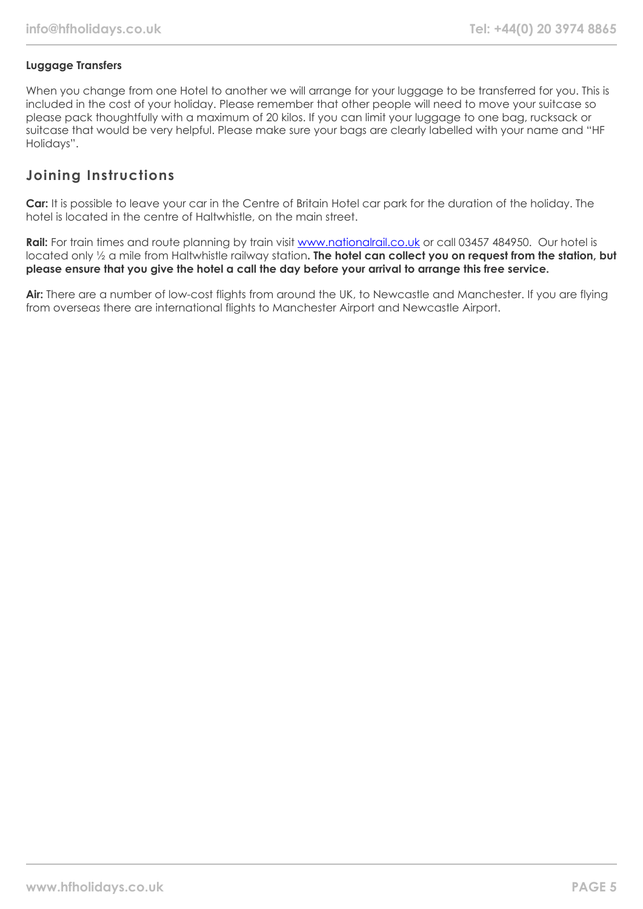### Luggage Transfers

When you change from one Hotel to another we will arrange for your luggage to be transferred for you. This is included in the cost of your holiday. Please remember that other people will need to move your suitcase so please pack thoughtfully with a maximum of 20 kilos. If you can limit your luggage to one bag, rucksack or suitcase that would be very helpful. Please make sure your bags are clearly labelled with your name and "HF Holidays".

## Joining Instructions

**Car:** It is possible to leave your car in the Centre of Britain Hotel car park for the duration of the holiday. The hotel is located in the centre of Haltwhistle, on the main street.

**Rail:** For train times and route planning by train visit [www.nationalrail.co.uk](http://www.nationalrail.co.uk) or call 03457 484950. Our hotel is located only ½ a mile from Haltwhistle railway station**. The hotel can collect you on request from the station, but please ensure that you give the hotel a call the day before your arrival to arrange this free service.**

**Air:** There are a number of low-cost flights from around the UK, to Newcastle and Manchester. If you are flying from overseas there are international flights to Manchester Airport and Newcastle Airport.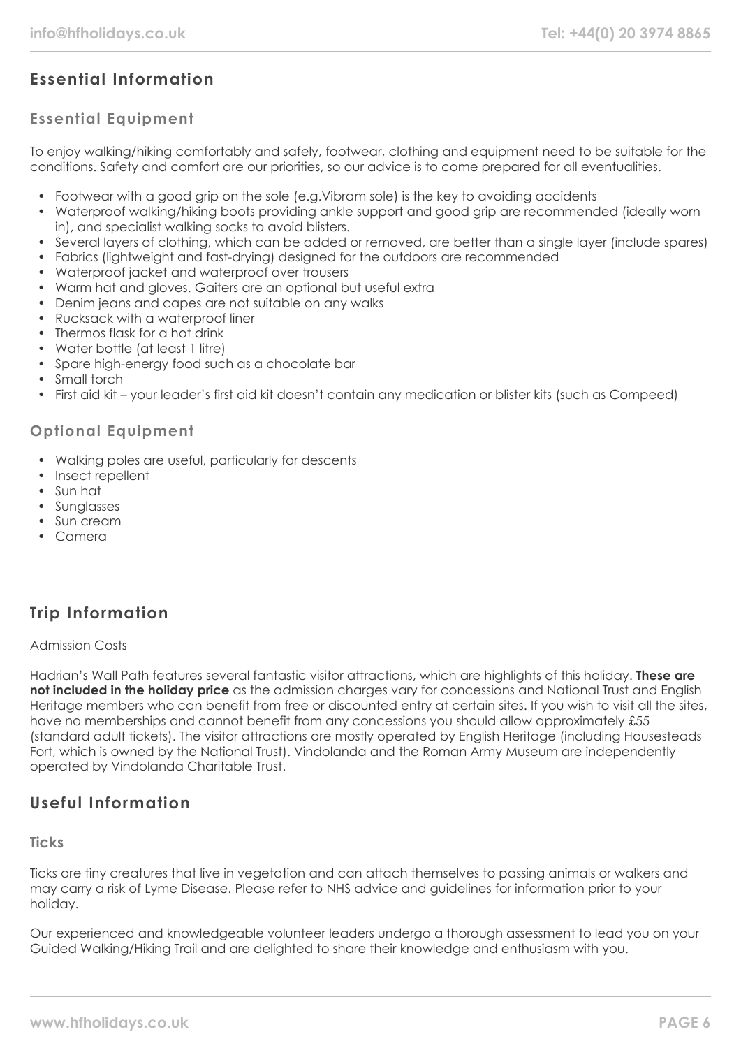## Essential Information

### Essential Equipment

To enjoy walking/hiking comfortably and safely, footwear, clothing and equipment need to be suitable for the conditions. Safety and comfort are our priorities, so our advice is to come prepared for all eventualities.

- Footwear with a good grip on the sole (e.g.Vibram sole) is the key to avoiding accidents
- Waterproof walking/hiking boots providing ankle support and good grip are recommended (ideally worn in), and specialist walking socks to avoid blisters.
- Several layers of clothing, which can be added or removed, are better than a single layer (include spares)
- Fabrics (lightweight and fast-drying) designed for the outdoors are recommended
- Waterproof jacket and waterproof over trousers
- Warm hat and gloves. Gaiters are an optional but useful extra
- Denim jeans and capes are not suitable on any walks
- Rucksack with a waterproof liner
- Thermos flask for a hot drink
- Water bottle (at least 1 litre)
- Spare high-energy food such as a chocolate bar
- Small torch
- First aid kit – your leader's first aid kit doesn't contain any medication or blister kits (such as Compeed)

### Optional Equipment

- Walking poles are useful, particularly for descents
- Insect repellent
- Sun hat
- Sunglasses
- Sun cream
- Camera

## Trip Information

Admission Costs

Hadrian's Wall Path features several fantastic visitor attractions, which are highlights of this holiday. **These are not included in the holiday price** as the admission charges vary for concessions and National Trust and English Heritage members who can benefit from free or discounted entry at certain sites. If you wish to visit all the sites, have no memberships and cannot benefit from any concessions you should allow approximately £55 (standard adult tickets). The visitor attractions are mostly operated by English Heritage (including Housesteads Fort, which is owned by the National Trust). Vindolanda and the Roman Army Museum are independently operated by Vindolanda Charitable Trust.

## Useful Information

### Ticks

Ticks are tiny creatures that live in vegetation and can attach themselves to passing animals or walkers and may carry a risk of Lyme Disease. Please refer to NHS advice and guidelines for information prior to your holiday.

Our experienced and knowledgeable volunteer leaders undergo a thorough assessment to lead you on your Guided Walking/Hiking Trail and are delighted to share their knowledge and enthusiasm with you.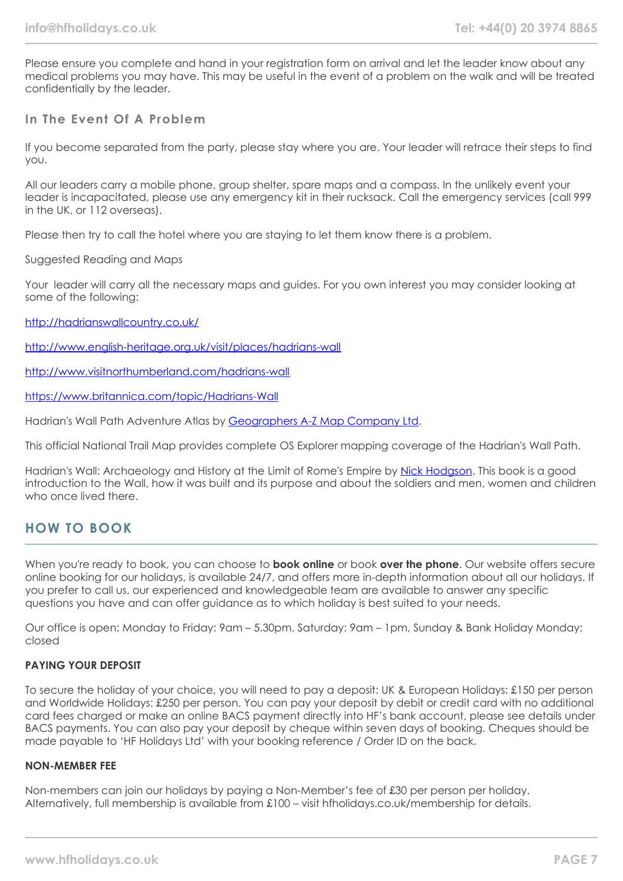Please ensure you complete and hand in your registration form on arrival and let the leader know about any medical problems you may have. This may be useful in the event of a problem on the walk and will be treated confidentially by the leader.

### In The Event Of A Problem

If you become separated from the party, please stay where you are. Your leader will retrace their steps to find you.

All our leaders carry a mobile phone, group shelter, spare maps and a compass. In the unlikely event your leader is incapacitated, please use any emergency kit in their rucksack. Call the emergency services (call 999 in the UK, or 112 overseas).

Please then try to call the hotel where you are staying to let them know there is a problem.

Suggested Reading and Maps

Your leader will carry all the necessary maps and guides. For you own interest you may consider looking at some of the following:

[http://hadrianswallcountry.co.uk/](http://hadrianswallcountry.co.uk/)

[http://www.english-heritage.org.uk/visit/places/hadrians-wall](http://www.english-heritage.org.uk/visit/places/hadrians-wall)

[http://www.visitnorthumberland.com/hadrians-wall](http://www.visitnorthumberland.com/hadrians-wall)

[https://www.britannica.com/topic/Hadrians-Wall](https://www.britannica.com/topic/Hadrians-Wall)

Hadrian's Wall Path Adventure Atlas by Geographers A-Z Map Company Ltd.

This official National Trail Map provides complete OS Explorer mapping coverage of the Hadrian's Wall Path.

Hadrian's Wall: Archaeology and History at the Limit of Rome's Empire by Nick Hodgson. This book is a good introduction to the Wall, how it was built and its purpose and about the soldiers and men, women and children who once lived there.

## HOW TO BOOK

When you're ready to book, you can choose to **book online** or book **over the phone**. Our website offers secure online booking for our holidays, is available 24/7, and offers more in-depth information about all our holidays. If you prefer to call us, our experienced and knowledgeable team are available to answer any specific questions you have and can offer guidance as to which holiday is best suited to your needs.

Our office is open: Monday to Friday: 9am – 5.30pm, Saturday: 9am – 1pm, Sunday & Bank Holiday Monday: closed

#### PAYING YOUR DEPOSIT

To secure the holiday of your choice, you will need to pay a deposit: UK & European Holidays: £150 per person and Worldwide Holidays: £250 per person. You can pay your deposit by debit or credit card with no additional card fees charged or make an online BACS payment directly into HF's bank account, please see details under BACS payments. You can also pay your deposit by cheque within seven days of booking. Cheques should be made payable to 'HF Holidays Ltd' with your booking reference / Order ID on the back.

#### NON-MEMBER FEE

Non-members can join our holidays by paying a Non-Member's fee of £30 per person per holiday. Alternatively, full membership is available from £100 – visit hfholidays.co.uk/membership for details.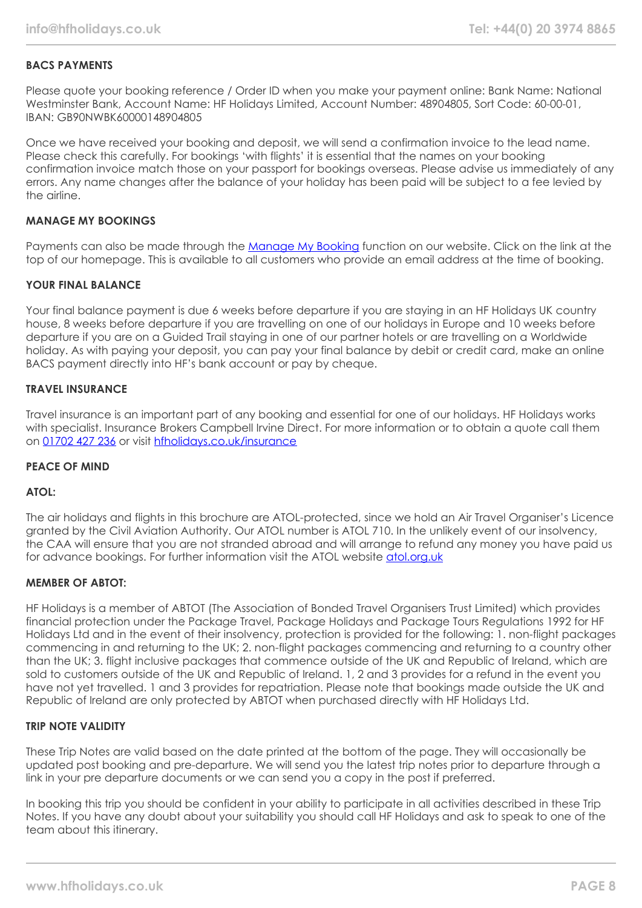**BACS PAYMENTS**

Please quote your booking reference / Order ID when you make your payment online: Bank Name: National Westminster Bank, Account Name: HF Holidays Limited, Account Number: 48904805, Sort Code: 60-00-01, IBAN: GB90NWBK60000148904805

Once we have received your booking and deposit, we will send a confirmation invoice to the lead name. Please check this carefully. For bookings 'with flights' it is essential that the names on your booking confirmation invoice match those on your passport for bookings overseas. Please advise us immediately of any errors. Any name changes after the balance of your holiday has been paid will be subject to a fee levied by the airline.

**MANAGE MY BOOKINGS**

Payments can also be made through the [Manage My Booking] function on our website. Click on the link at the top of our homepage. This is available to all customers who provide an email address at the time of booking.

**YOUR FINAL BALANCE**

Your final balance payment is due 6 weeks before departure if you are staying in an HF Holidays UK country house, 8 weeks before departure if you are travelling on one of our holidays in Europe and 10 weeks before departure if you are on a Guided Trail staying in one of our partner hotels or are travelling on a Worldwide holiday. As with paying your deposit, you can pay your final balance by debit or credit card, make an online BACS payment directly into HF's bank account or pay by cheque.

**TRAVEL INSURANCE**

Travel insurance is an important part of any booking and essential for one of our holidays. HF Holidays works with specialist. Insurance Brokers Campbell Irvine Direct. For more information or to obtain a quote call them on 01702 427 236 or visit hfholidays.co.uk/insurance

**PEACE OF MIND**

**ATOL:**

The air holidays and flights in this brochure are ATOL-protected, since we hold an Air Travel Organiser's Licence granted by the Civil Aviation Authority. Our ATOL number is ATOL 710. In the unlikely event of our insolvency, the CAA will ensure that you are not stranded abroad and will arrange to refund any money you have paid us for advance bookings. For further information visit the ATOL website atol.org.uk

**MEMBER OF ABTOT:**

HF Holidays is a member of ABTOT (The Association of Bonded Travel Organisers Trust Limited) which provides financial protection under the Package Travel, Package Holidays and Package Tours Regulations 1992 for HF Holidays Ltd and in the event of their insolvency, protection is provided for the following: 1. non-flight packages commencing in and returning to the UK; 2. non-flight packages commencing and returning to a country other than the UK; 3. flight inclusive packages that commence outside of the UK and Republic of Ireland, which are sold to customers outside of the UK and Republic of Ireland. 1, 2 and 3 provides for a refund in the event you have not yet travelled. 1 and 3 provides for repatriation. Please note that bookings made outside the UK and Republic of Ireland are only protected by ABTOT when purchased directly with HF Holidays Ltd.

**TRIP NOTE VALIDITY**

These Trip Notes are valid based on the date printed at the bottom of the page. They will occasionally be updated post booking and pre-departure. We will send you the latest trip notes prior to departure through a link in your pre departure documents or we can send you a copy in the post if preferred.

In booking this trip you should be confident in your ability to participate in all activities described in these Trip Notes. If you have any doubt about your suitability you should call HF Holidays and ask to speak to one of the team about this itinerary.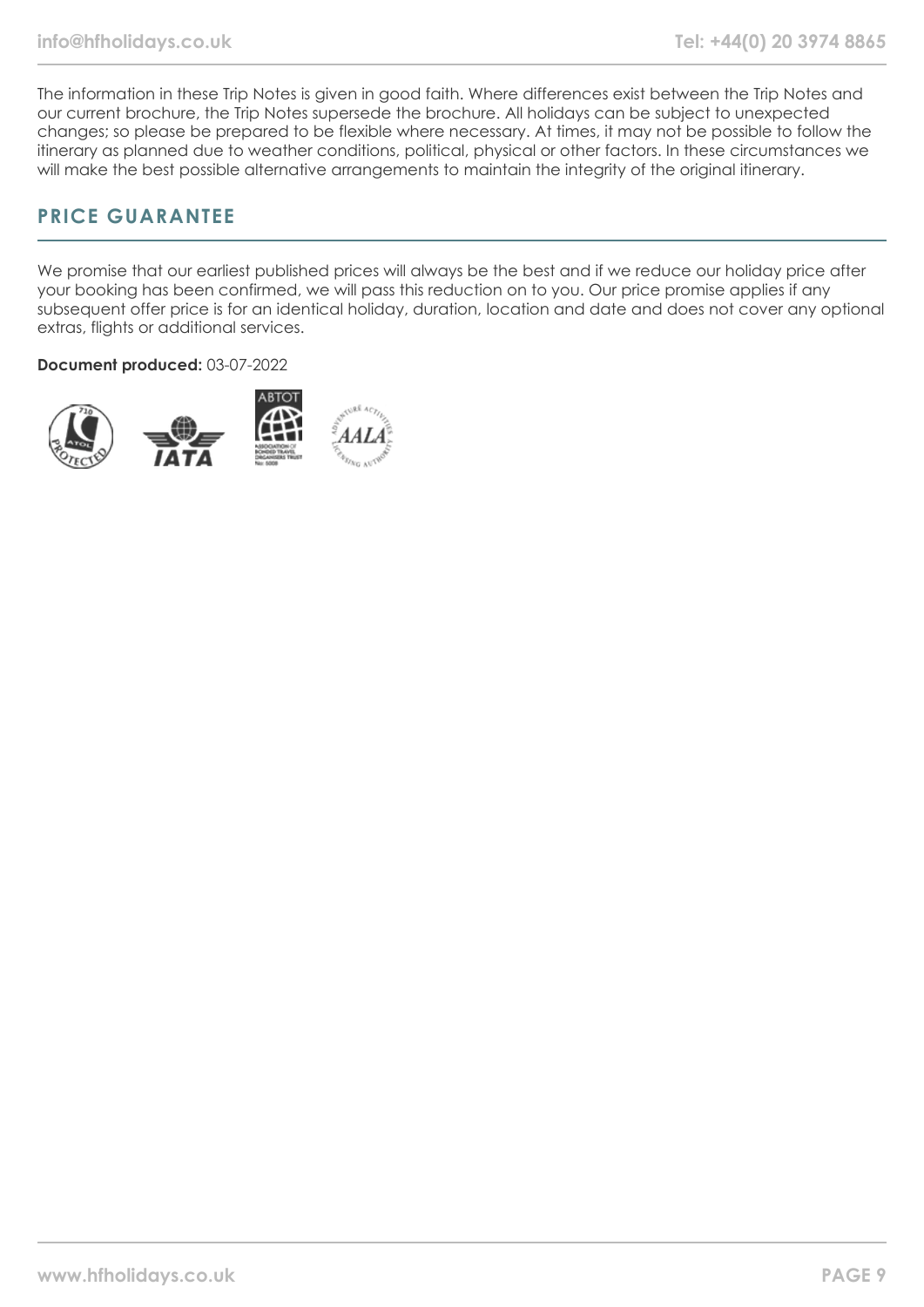The information in these Trip Notes is given in good faith. Where differences exist between the Trip Notes and our current brochure, the Trip Notes supersede the brochure. All holidays can be subject to unexpected changes; so please be prepared to be flexible where necessary. At times, it may not be possible to follow the itinerary as planned due to weather conditions, political, physical or other factors. In these circumstances we will make the best possible alternative arrangements to maintain the integrity of the original itinerary.

## PRICE GUARANTEE

We promise that our earliest published prices will always be the best and if we reduce our holiday price after your booking has been confirmed, we will pass this reduction on to you. Our price promise applies if any subsequent offer price is for an identical holiday, duration, location and date and does not cover any optional extras, flights or additional services.

**Document produced:** 03-07-2022